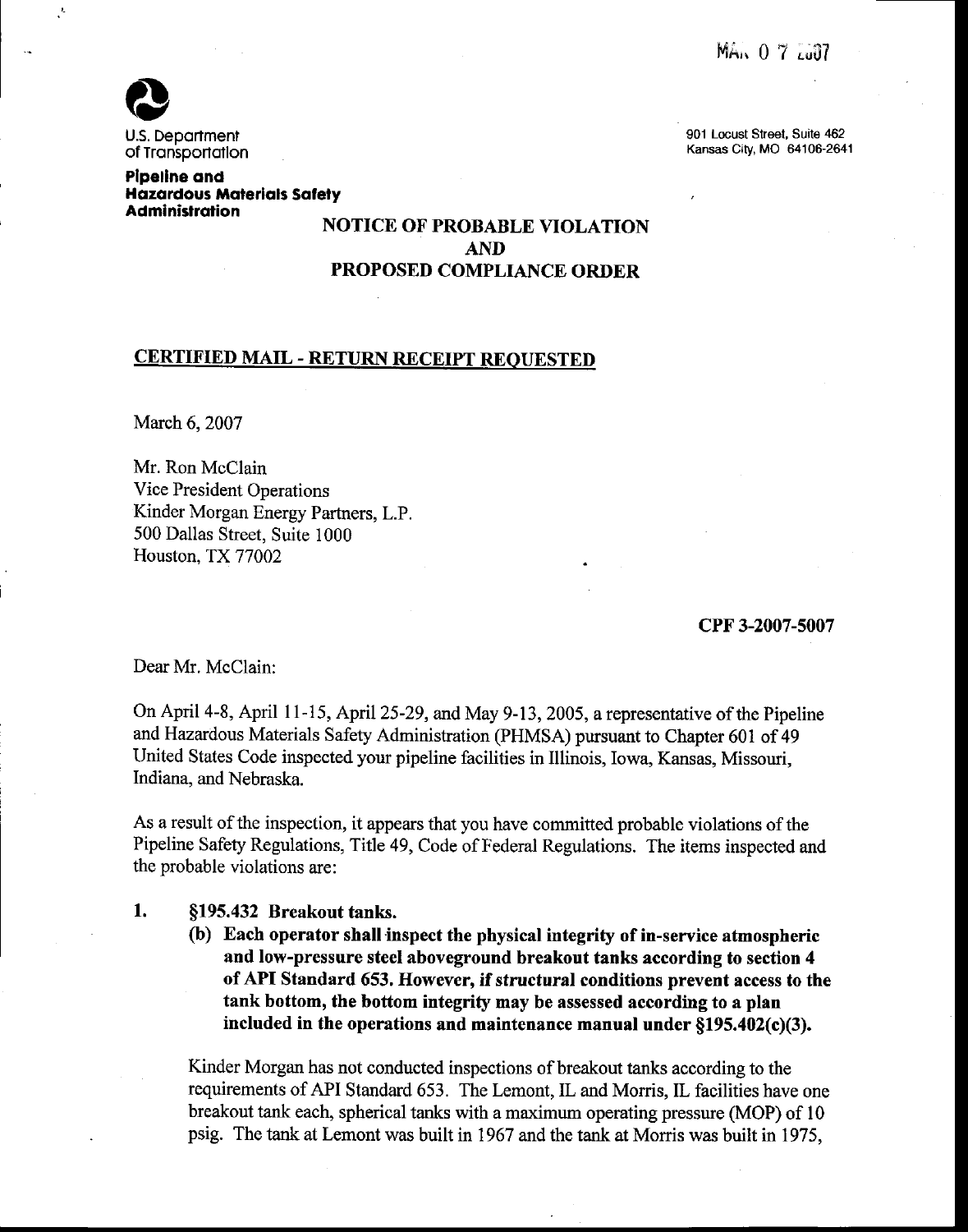MAR 0 7 2007

U.S. Department of Transportation

**Pipeline and Hazardous Materials Safety Administration**

901 Locust Street, Suite 462
Kansas City, MO 64106-2641

## NOTICE OF PROBABLE VIOLATION AND PROPOSED COMPLIANCE ORDER

**CERTIFIED MAIL - RETURN RECEIPT REQUESTED**

March 6, 2007

Mr. Ron McClain
Vice President Operations
Kinder Morgan Energy Partners, L.P.
500 Dallas Street, Suite 1000
Houston, TX 77002

**CPF 3-2007-5007**

Dear Mr. McClain:

On April 4-8, April 11-15, April 25-29, and May 9-13, 2005, a representative of the Pipeline and Hazardous Materials Safety Administration (PHMSA) pursuant to Chapter 601 of 49 United States Code inspected your pipeline facilities in Illinois, Iowa, Kansas, Missouri, Indiana, and Nebraska.

As a result of the inspection, it appears that you have committed probable violations of the Pipeline Safety Regulations, Title 49, Code of Federal Regulations. The items inspected and the probable violations are:

1. **§195.432 Breakout tanks.**
   **(b) Each operator shall inspect the physical integrity of in-service atmospheric and low-pressure steel aboveground breakout tanks according to section 4 of API Standard 653. However, if structural conditions prevent access to the tank bottom, the bottom integrity may be assessed according to a plan included in the operations and maintenance manual under §195.402(c)(3).**

   Kinder Morgan has not conducted inspections of breakout tanks according to the requirements of API Standard 653. The Lemont, IL and Morris, IL facilities have one breakout tank each, spherical tanks with a maximum operating pressure (MOP) of 10 psig. The tank at Lemont was built in 1967 and the tank at Morris was built in 1975,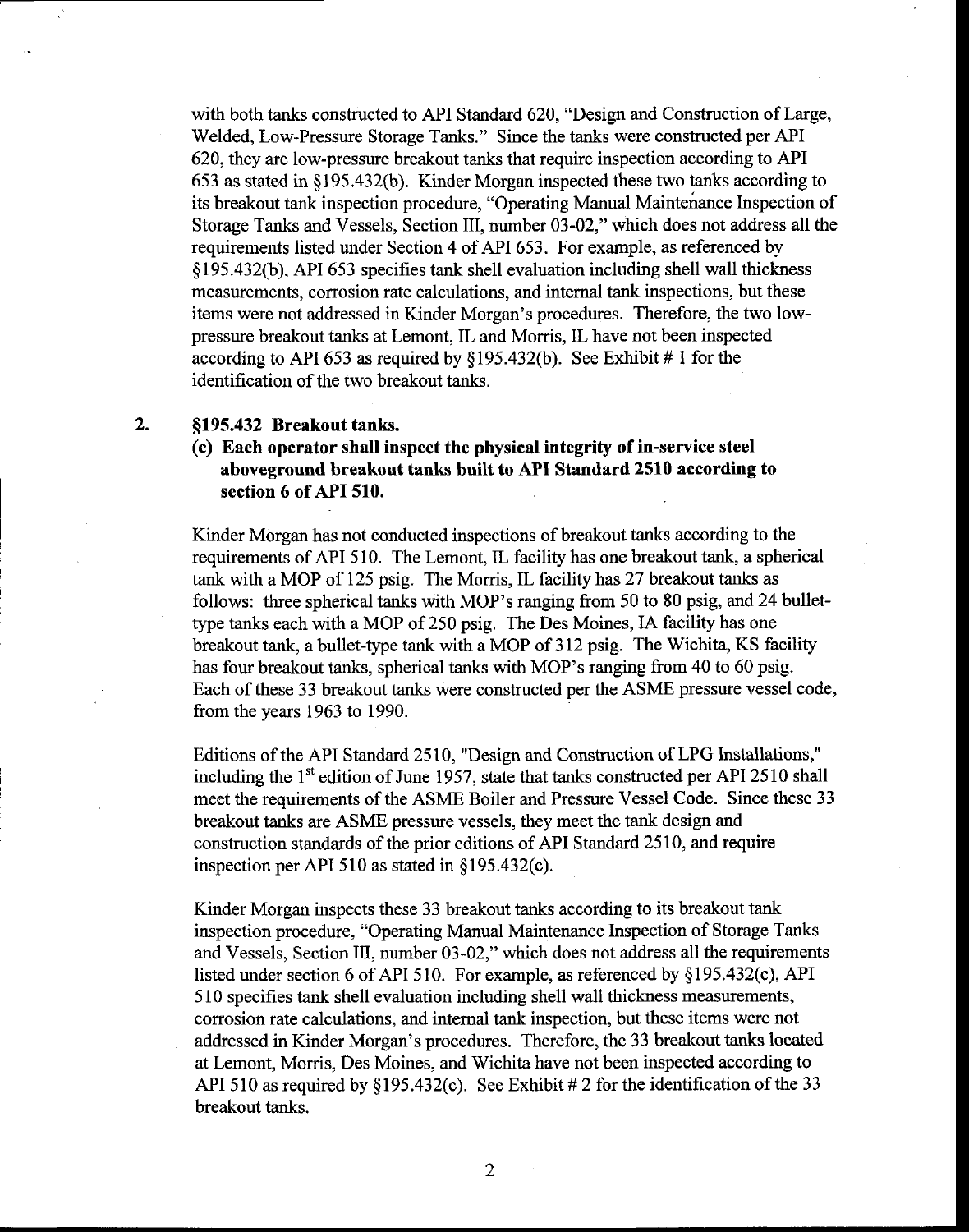with both tanks constructed to API Standard 620, "Design and Construction of Large, Welded, Low-Pressure Storage Tanks." Since the tanks were constructed per API 620, they are low-pressure breakout tanks that require inspection according to API 653 as stated in §195.432(b). Kinder Morgan inspected these two tanks according to its breakout tank inspection procedure, "Operating Manual Maintenance Inspection of Storage Tanks and Vessels, Section III, number 03-02," which does not address all the requirements listed under Section 4 of API 653. For example, as referenced by §195.432(b), API 653 specifies tank shell evaluation including shell wall thickness measurements, corrosion rate calculations, and internal tank inspections, but these items were not addressed in Kinder Morgan's procedures. Therefore, the two low-pressure breakout tanks at Lemont, IL and Morris, IL have not been inspected according to API 653 as required by §195.432(b). See Exhibit # 1 for the identification of the two breakout tanks.

2. **§195.432 Breakout tanks.**
   **(c) Each operator shall inspect the physical integrity of in-service steel aboveground breakout tanks built to API Standard 2510 according to section 6 of API 510.**

Kinder Morgan has not conducted inspections of breakout tanks according to the requirements of API 510. The Lemont, IL facility has one breakout tank, a spherical tank with a MOP of 125 psig. The Morris, IL facility has 27 breakout tanks as follows: three spherical tanks with MOP's ranging from 50 to 80 psig, and 24 bullet-type tanks each with a MOP of 250 psig. The Des Moines, IA facility has one breakout tank, a bullet-type tank with a MOP of 312 psig. The Wichita, KS facility has four breakout tanks, spherical tanks with MOP's ranging from 40 to 60 psig. Each of these 33 breakout tanks were constructed per the ASME pressure vessel code, from the years 1963 to 1990.

Editions of the API Standard 2510, "Design and Construction of LPG Installations," including the 1st edition of June 1957, state that tanks constructed per API 2510 shall meet the requirements of the ASME Boiler and Pressure Vessel Code. Since these 33 breakout tanks are ASME pressure vessels, they meet the tank design and construction standards of the prior editions of API Standard 2510, and require inspection per API 510 as stated in §195.432(c).

Kinder Morgan inspects these 33 breakout tanks according to its breakout tank inspection procedure, "Operating Manual Maintenance Inspection of Storage Tanks and Vessels, Section III, number 03-02," which does not address all the requirements listed under section 6 of API 510. For example, as referenced by §195.432(c), API 510 specifies tank shell evaluation including shell wall thickness measurements, corrosion rate calculations, and internal tank inspection, but these items were not addressed in Kinder Morgan's procedures. Therefore, the 33 breakout tanks located at Lemont, Morris, Des Moines, and Wichita have not been inspected according to API 510 as required by §195.432(c). See Exhibit # 2 for the identification of the 33 breakout tanks.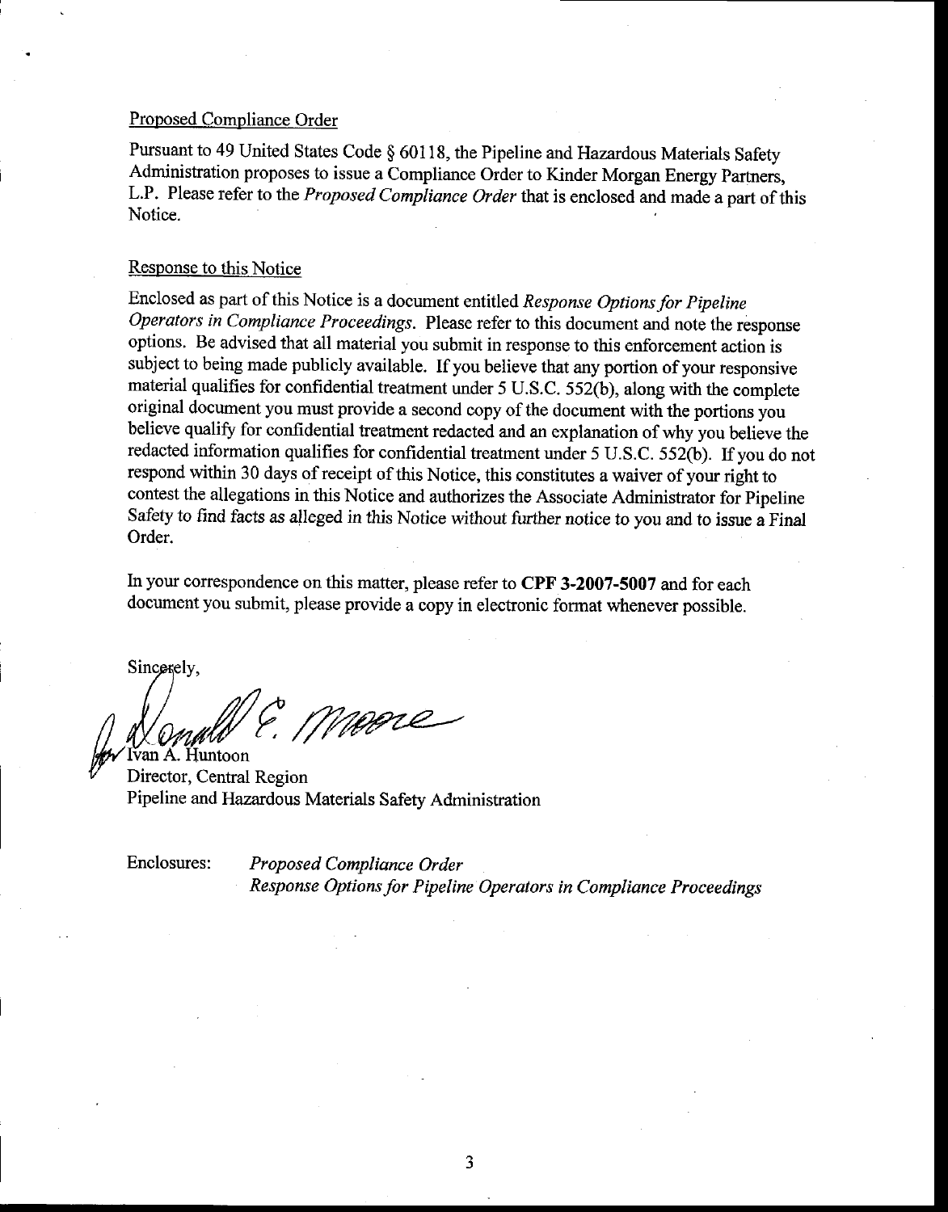Proposed Compliance Order

Pursuant to 49 United States Code § 60118, the Pipeline and Hazardous Materials Safety Administration proposes to issue a Compliance Order to Kinder Morgan Energy Partners, L.P. Please refer to the *Proposed Compliance Order* that is enclosed and made a part of this Notice.

Response to this Notice

Enclosed as part of this Notice is a document entitled *Response Options for Pipeline Operators in Compliance Proceedings*. Please refer to this document and note the response options. Be advised that all material you submit in response to this enforcement action is subject to being made publicly available. If you believe that any portion of your responsive material qualifies for confidential treatment under 5 U.S.C. 552(b), along with the complete original document you must provide a second copy of the document with the portions you believe qualify for confidential treatment redacted and an explanation of why you believe the redacted information qualifies for confidential treatment under 5 U.S.C. 552(b). If you do not respond within 30 days of receipt of this Notice, this constitutes a waiver of your right to contest the allegations in this Notice and authorizes the Associate Administrator for Pipeline Safety to find facts as alleged in this Notice without further notice to you and to issue a Final Order.

In your correspondence on this matter, please refer to **CPF 3-2007-5007** and for each document you submit, please provide a copy in electronic format whenever possible.

Sincerely,

for Ivan A. Huntoon
Director, Central Region
Pipeline and Hazardous Materials Safety Administration

Enclosures: *Proposed Compliance Order*
*Response Options for Pipeline Operators in Compliance Proceedings*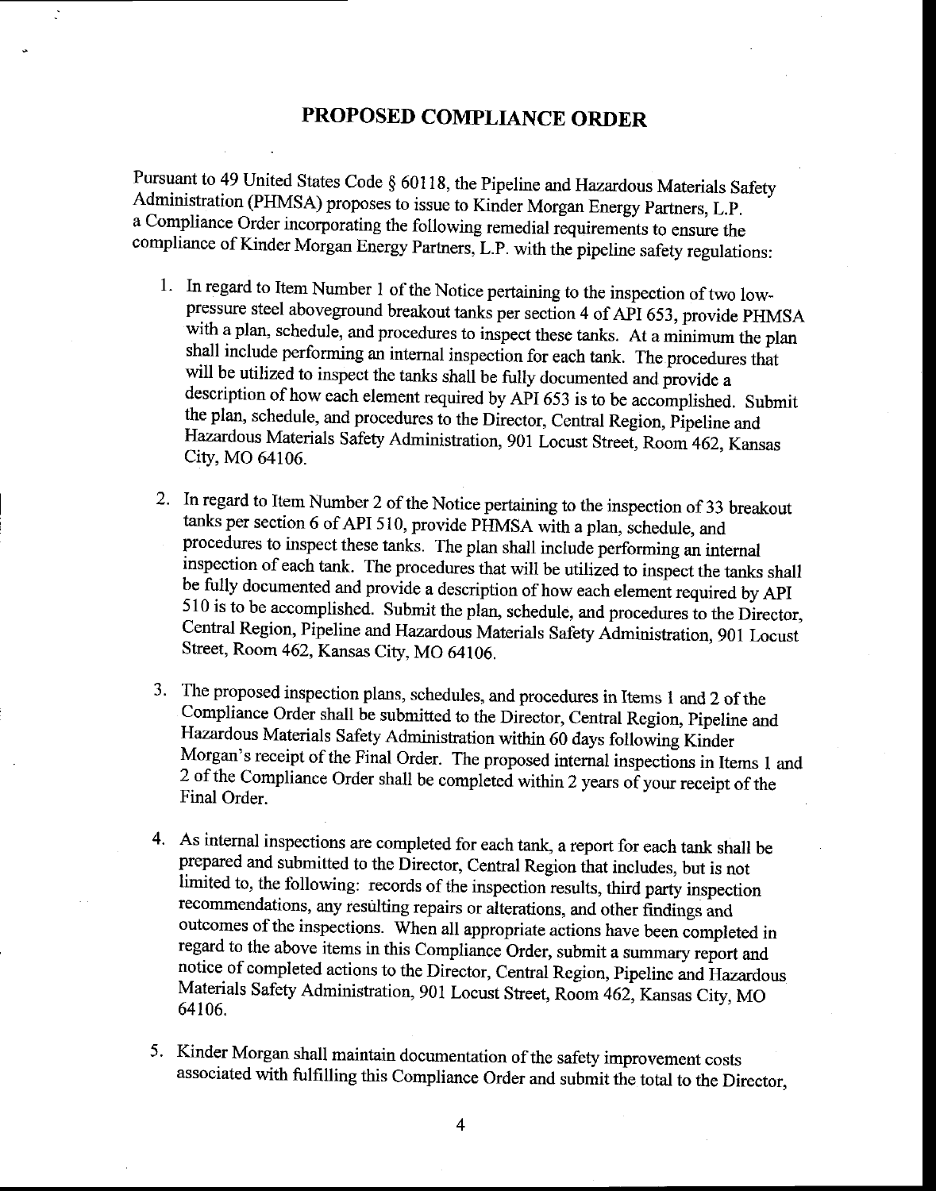# PROPOSED COMPLIANCE ORDER

Pursuant to 49 United States Code § 60118, the Pipeline and Hazardous Materials Safety Administration (PHMSA) proposes to issue to Kinder Morgan Energy Partners, L.P. a Compliance Order incorporating the following remedial requirements to ensure the compliance of Kinder Morgan Energy Partners, L.P. with the pipeline safety regulations:

1. In regard to Item Number 1 of the Notice pertaining to the inspection of two low-pressure steel aboveground breakout tanks per section 4 of API 653, provide PHMSA with a plan, schedule, and procedures to inspect these tanks. At a minimum the plan shall include performing an internal inspection for each tank. The procedures that will be utilized to inspect the tanks shall be fully documented and provide a description of how each element required by API 653 is to be accomplished. Submit the plan, schedule, and procedures to the Director, Central Region, Pipeline and Hazardous Materials Safety Administration, 901 Locust Street, Room 462, Kansas City, MO 64106.

2. In regard to Item Number 2 of the Notice pertaining to the inspection of 33 breakout tanks per section 6 of API 510, provide PHMSA with a plan, schedule, and procedures to inspect these tanks. The plan shall include performing an internal inspection of each tank. The procedures that will be utilized to inspect the tanks shall be fully documented and provide a description of how each element required by API 510 is to be accomplished. Submit the plan, schedule, and procedures to the Director, Central Region, Pipeline and Hazardous Materials Safety Administration, 901 Locust Street, Room 462, Kansas City, MO 64106.

3. The proposed inspection plans, schedules, and procedures in Items 1 and 2 of the Compliance Order shall be submitted to the Director, Central Region, Pipeline and Hazardous Materials Safety Administration within 60 days following Kinder Morgan's receipt of the Final Order. The proposed internal inspections in Items 1 and 2 of the Compliance Order shall be completed within 2 years of your receipt of the Final Order.

4. As internal inspections are completed for each tank, a report for each tank shall be prepared and submitted to the Director, Central Region that includes, but is not limited to, the following: records of the inspection results, third party inspection recommendations, any resulting repairs or alterations, and other findings and outcomes of the inspections. When all appropriate actions have been completed in regard to the above items in this Compliance Order, submit a summary report and notice of completed actions to the Director, Central Region, Pipeline and Hazardous Materials Safety Administration, 901 Locust Street, Room 462, Kansas City, MO 64106.

5. Kinder Morgan shall maintain documentation of the safety improvement costs associated with fulfilling this Compliance Order and submit the total to the Director,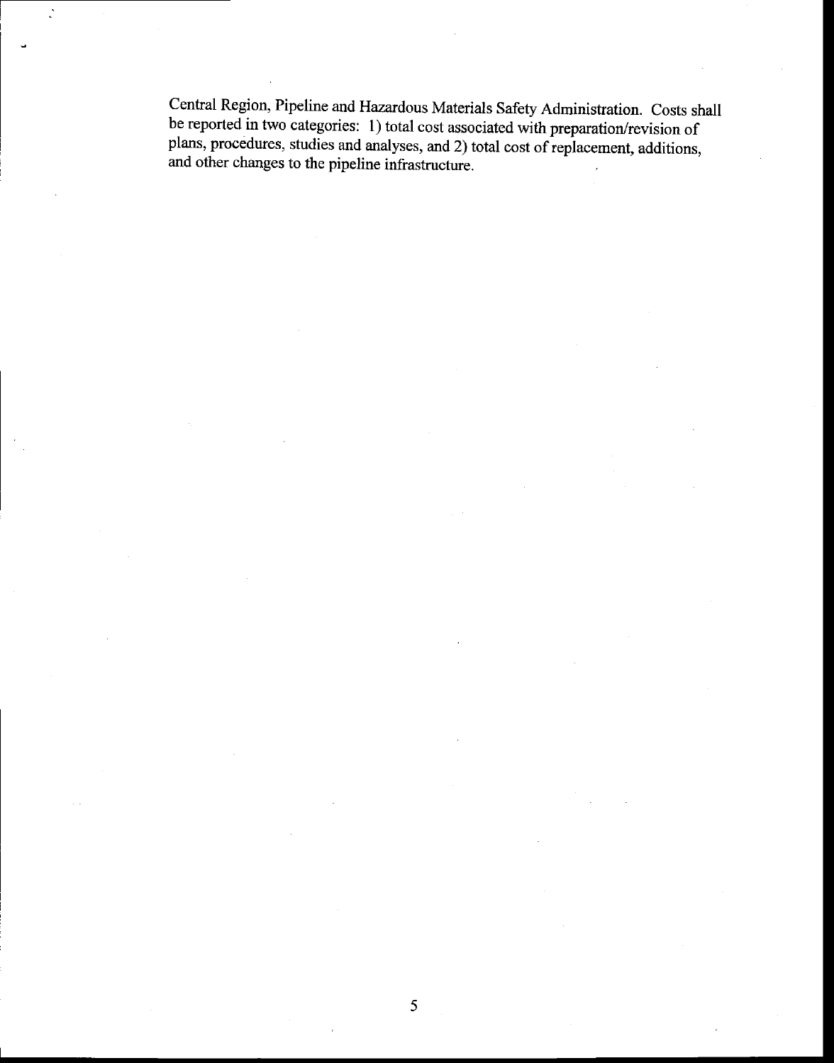Central Region, Pipeline and Hazardous Materials Safety Administration. Costs shall be reported in two categories: 1) total cost associated with preparation/revision of plans, procedures, studies and analyses, and 2) total cost of replacement, additions, and other changes to the pipeline infrastructure.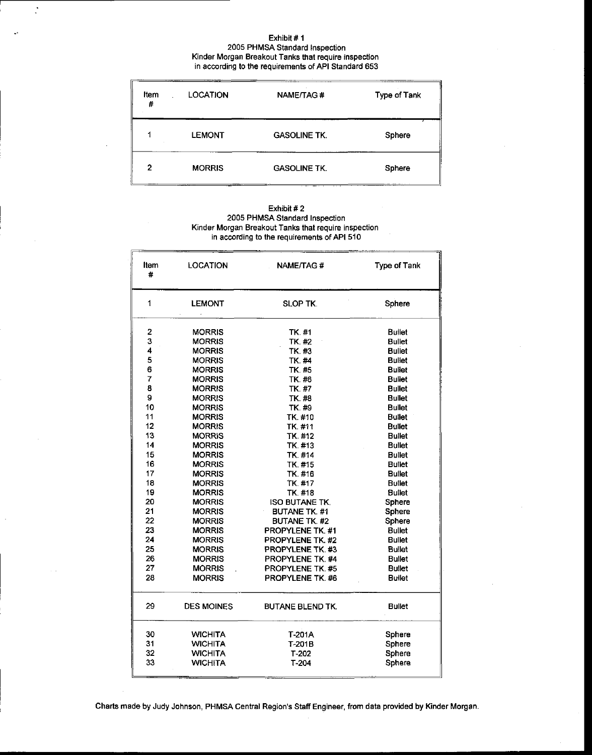Exhibit # 1
2005 PHMSA Standard Inspection
Kinder Morgan Breakout Tanks that require inspection
in according to the requirements of API Standard 653

| Item # | LOCATION | NAME/TAG # | Type of Tank |
|---|---|---|---|
| 1 | LEMONT | GASOLINE TK. | Sphere |
| 2 | MORRIS | GASOLINE TK. | Sphere |

Exhibit # 2
2005 PHMSA Standard Inspection
Kinder Morgan Breakout Tanks that require inspection
in according to the requirements of API 510

| Item # | LOCATION | NAME/TAG # | Type of Tank |
|---|---|---|---|
| 1 | LEMONT | SLOP TK. | Sphere |
| 2 | MORRIS | TK. #1 | Bullet |
| 3 | MORRIS | TK. #2 | Bullet |
| 4 | MORRIS | TK. #3 | Bullet |
| 5 | MORRIS | TK. #4 | Bullet |
| 6 | MORRIS | TK. #5 | Bullet |
| 7 | MORRIS | TK. #6 | Bullet |
| 8 | MORRIS | TK. #7 | Bullet |
| 9 | MORRIS | TK. #8 | Bullet |
| 10 | MORRIS | TK. #9 | Bullet |
| 11 | MORRIS | TK. #10 | Bullet |
| 12 | MORRIS | TK. #11 | Bullet |
| 13 | MORRIS | TK. #12 | Bullet |
| 14 | MORRIS | TK. #13 | Bullet |
| 15 | MORRIS | TK. #14 | Bullet |
| 16 | MORRIS | TK. #15 | Bullet |
| 17 | MORRIS | TK. #16 | Bullet |
| 18 | MORRIS | TK. #17 | Bullet |
| 19 | MORRIS | TK. #18 | Bullet |
| 20 | MORRIS | ISO BUTANE TK. | Sphere |
| 21 | MORRIS | BUTANE TK. #1 | Sphere |
| 22 | MORRIS | BUTANE TK. #2 | Sphere |
| 23 | MORRIS | PROPYLENE TK. #1 | Bullet |
| 24 | MORRIS | PROPYLENE TK. #2 | Bullet |
| 25 | MORRIS | PROPYLENE TK. #3 | Bullet |
| 26 | MORRIS | PROPYLENE TK. #4 | Bullet |
| 27 | MORRIS | PROPYLENE TK. #5 | Bullet |
| 28 | MORRIS | PROPYLENE TK. #6 | Bullet |
| 29 | DES MOINES | BUTANE BLEND TK. | Bullet |
| 30 | WICHITA | T-201A | Sphere |
| 31 | WICHITA | T-201B | Sphere |
| 32 | WICHITA | T-202 | Sphere |
| 33 | WICHITA | T-204 | Sphere |

Charts made by Judy Johnson, PHMSA Central Region's Staff Engineer, from data provided by Kinder Morgan.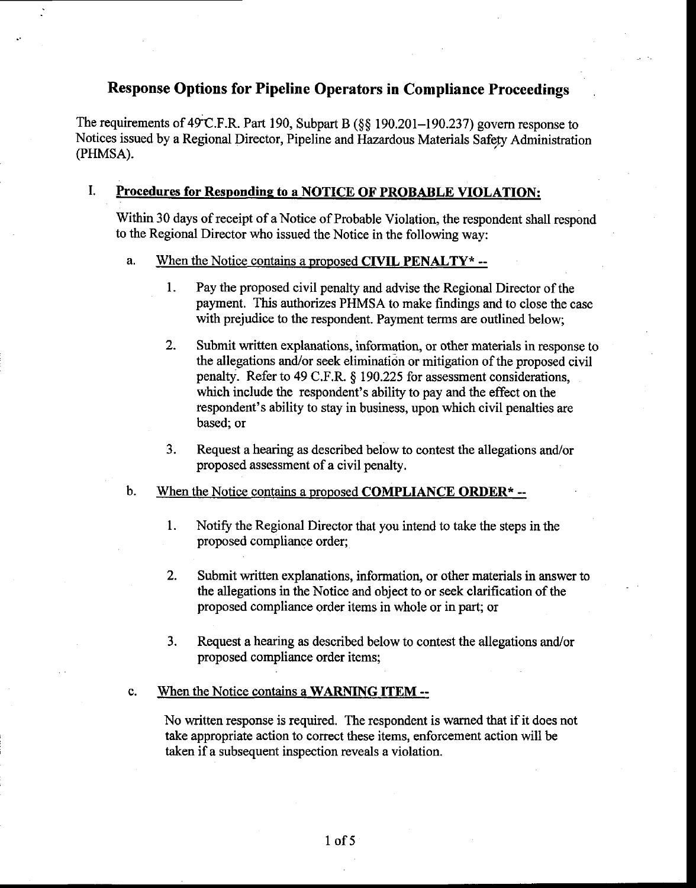# Response Options for Pipeline Operators in Compliance Proceedings

The requirements of 49 C.F.R. Part 190, Subpart B (§§ 190.201–190.237) govern response to Notices issued by a Regional Director, Pipeline and Hazardous Materials Safety Administration (PHMSA).

## I. Procedures for Responding to a NOTICE OF PROBABLE VIOLATION:

Within 30 days of receipt of a Notice of Probable Violation, the respondent shall respond to the Regional Director who issued the Notice in the following way:

### a. When the Notice contains a proposed **CIVIL PENALTY*** --

1. Pay the proposed civil penalty and advise the Regional Director of the payment. This authorizes PHMSA to make findings and to close the case with prejudice to the respondent. Payment terms are outlined below;

2. Submit written explanations, information, or other materials in response to the allegations and/or seek elimination or mitigation of the proposed civil penalty. Refer to 49 C.F.R. § 190.225 for assessment considerations, which include the respondent's ability to pay and the effect on the respondent's ability to stay in business, upon which civil penalties are based; or

3. Request a hearing as described below to contest the allegations and/or proposed assessment of a civil penalty.

### b. When the Notice contains a proposed **COMPLIANCE ORDER*** --

1. Notify the Regional Director that you intend to take the steps in the proposed compliance order;

2. Submit written explanations, information, or other materials in answer to the allegations in the Notice and object to or seek clarification of the proposed compliance order items in whole or in part; or

3. Request a hearing as described below to contest the allegations and/or proposed compliance order items;

### c. When the Notice contains a **WARNING ITEM** --

No written response is required. The respondent is warned that if it does not take appropriate action to correct these items, enforcement action will be taken if a subsequent inspection reveals a violation.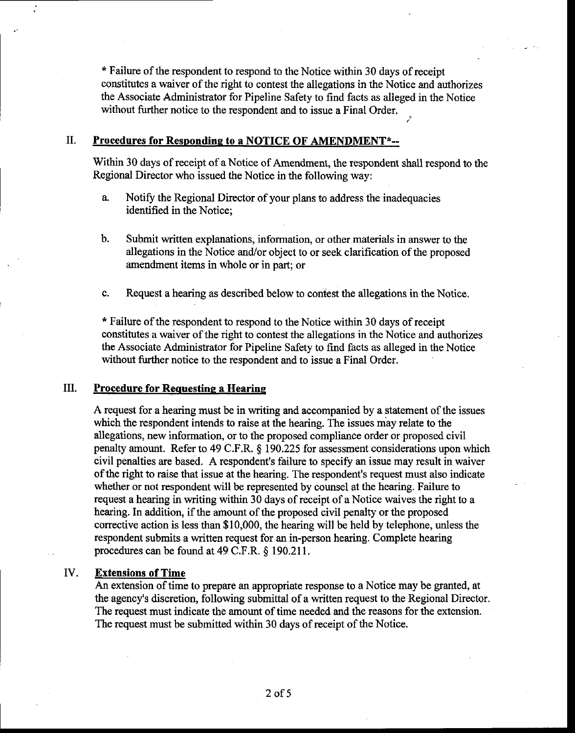* Failure of the respondent to respond to the Notice within 30 days of receipt constitutes a waiver of the right to contest the allegations in the Notice and authorizes the Associate Administrator for Pipeline Safety to find facts as alleged in the Notice without further notice to the respondent and to issue a Final Order.

## II. Procedures for Responding to a NOTICE OF AMENDMENT*--

Within 30 days of receipt of a Notice of Amendment, the respondent shall respond to the Regional Director who issued the Notice in the following way:

a. Notify the Regional Director of your plans to address the inadequacies identified in the Notice;

b. Submit written explanations, information, or other materials in answer to the allegations in the Notice and/or object to or seek clarification of the proposed amendment items in whole or in part; or

c. Request a hearing as described below to contest the allegations in the Notice.

* Failure of the respondent to respond to the Notice within 30 days of receipt constitutes a waiver of the right to contest the allegations in the Notice and authorizes the Associate Administrator for Pipeline Safety to find facts as alleged in the Notice without further notice to the respondent and to issue a Final Order.

## III. Procedure for Requesting a Hearing

A request for a hearing must be in writing and accompanied by a statement of the issues which the respondent intends to raise at the hearing. The issues may relate to the allegations, new information, or to the proposed compliance order or proposed civil penalty amount. Refer to 49 C.F.R. § 190.225 for assessment considerations upon which civil penalties are based. A respondent's failure to specify an issue may result in waiver of the right to raise that issue at the hearing. The respondent's request must also indicate whether or not respondent will be represented by counsel at the hearing. Failure to request a hearing in writing within 30 days of receipt of a Notice waives the right to a hearing. In addition, if the amount of the proposed civil penalty or the proposed corrective action is less than $10,000, the hearing will be held by telephone, unless the respondent submits a written request for an in-person hearing. Complete hearing procedures can be found at 49 C.F.R. § 190.211.

## IV. Extensions of Time

An extension of time to prepare an appropriate response to a Notice may be granted, at the agency's discretion, following submittal of a written request to the Regional Director. The request must indicate the amount of time needed and the reasons for the extension. The request must be submitted within 30 days of receipt of the Notice.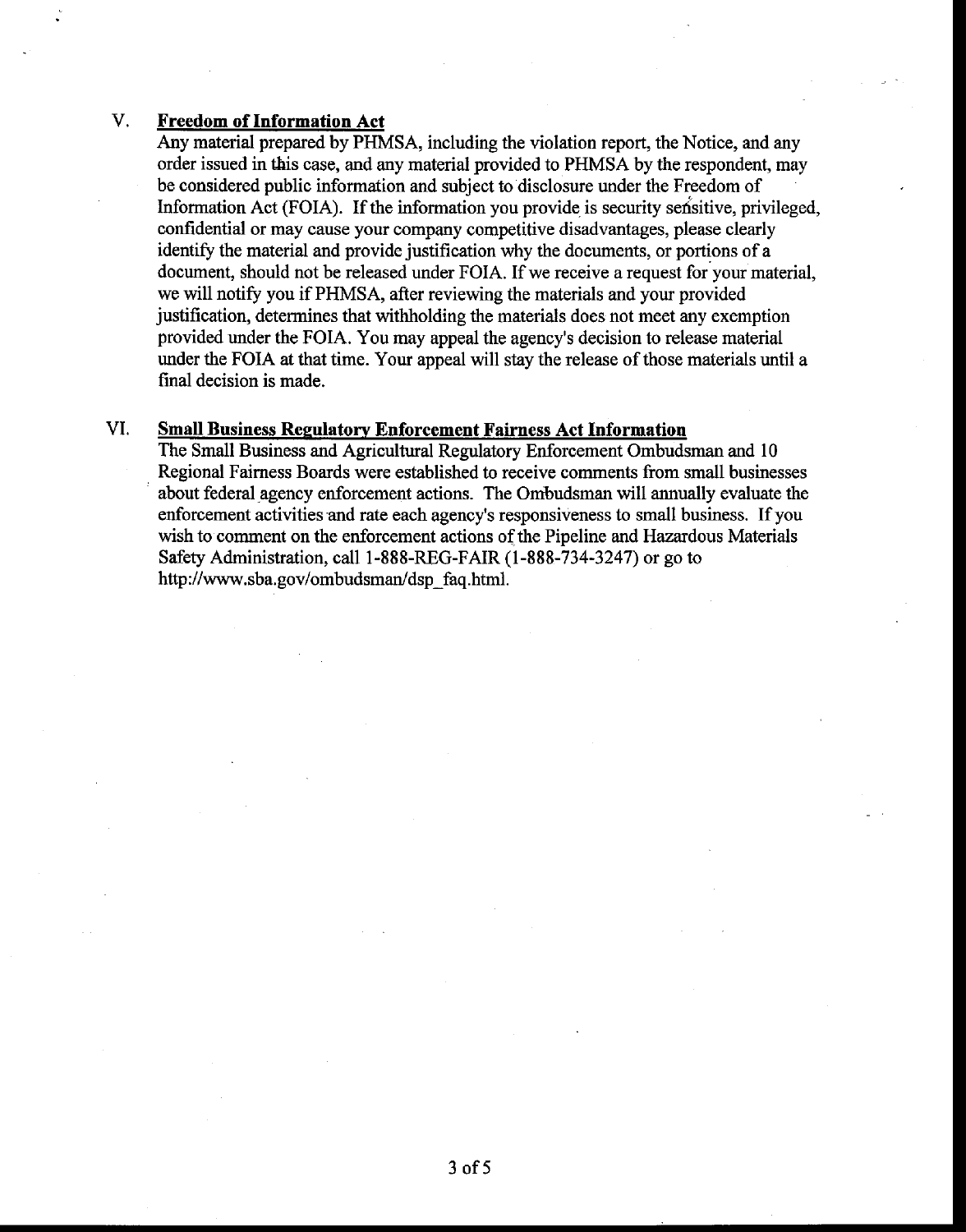## V. **Freedom of Information Act**

Any material prepared by PHMSA, including the violation report, the Notice, and any order issued in this case, and any material provided to PHMSA by the respondent, may be considered public information and subject to disclosure under the Freedom of Information Act (FOIA). If the information you provide is security sensitive, privileged, confidential or may cause your company competitive disadvantages, please clearly identify the material and provide justification why the documents, or portions of a document, should not be released under FOIA. If we receive a request for your material, we will notify you if PHMSA, after reviewing the materials and your provided justification, determines that withholding the materials does not meet any exemption provided under the FOIA. You may appeal the agency's decision to release material under the FOIA at that time. Your appeal will stay the release of those materials until a final decision is made.

## VI. **Small Business Regulatory Enforcement Fairness Act Information**

The Small Business and Agricultural Regulatory Enforcement Ombudsman and 10 Regional Fairness Boards were established to receive comments from small businesses about federal agency enforcement actions. The Ombudsman will annually evaluate the enforcement activities and rate each agency's responsiveness to small business. If you wish to comment on the enforcement actions of the Pipeline and Hazardous Materials Safety Administration, call 1-888-REG-FAIR (1-888-734-3247) or go to http://www.sba.gov/ombudsman/dsp_faq.html.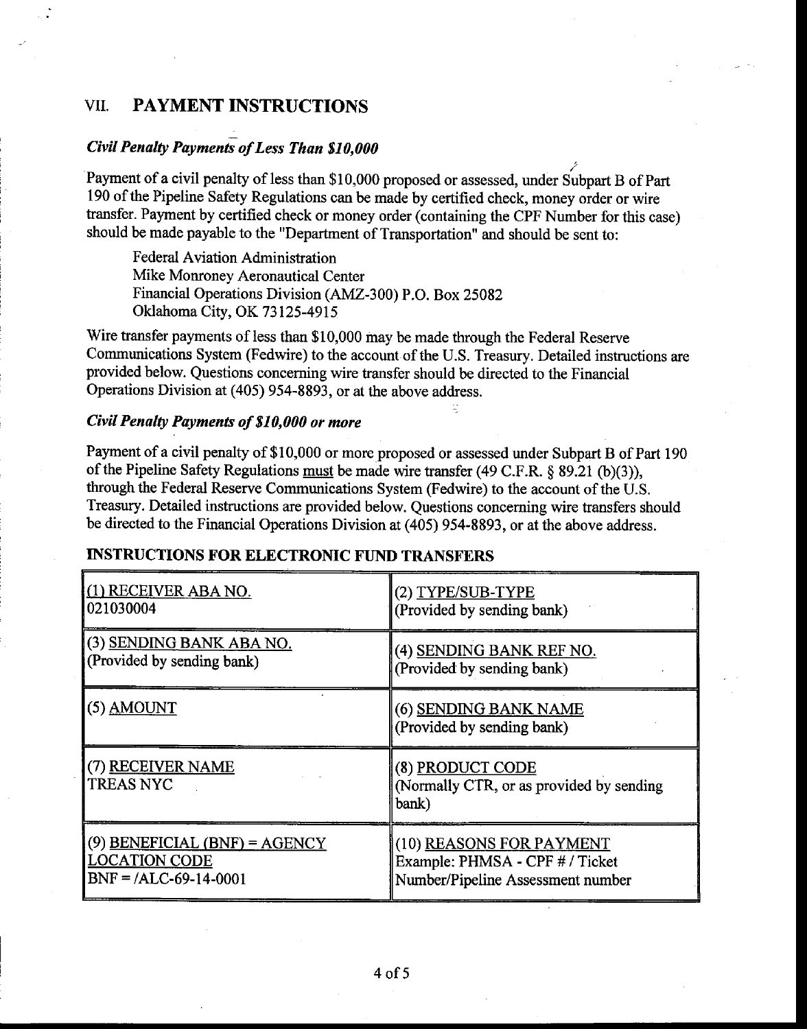## VII. PAYMENT INSTRUCTIONS

### *Civil Penalty Payments of Less Than $10,000*

Payment of a civil penalty of less than $10,000 proposed or assessed, under Subpart B of Part 190 of the Pipeline Safety Regulations can be made by certified check, money order or wire transfer. Payment by certified check or money order (containing the CPF Number for this case) should be made payable to the "Department of Transportation" and should be sent to:

Federal Aviation Administration
Mike Monroney Aeronautical Center
Financial Operations Division (AMZ-300) P.O. Box 25082
Oklahoma City, OK 73125-4915

Wire transfer payments of less than $10,000 may be made through the Federal Reserve Communications System (Fedwire) to the account of the U.S. Treasury. Detailed instructions are provided below. Questions concerning wire transfer should be directed to the Financial Operations Division at (405) 954-8893, or at the above address.

### *Civil Penalty Payments of $10,000 or more*

Payment of a civil penalty of $10,000 or more proposed or assessed under Subpart B of Part 190 of the Pipeline Safety Regulations must be made wire transfer (49 C.F.R. § 89.21 (b)(3)), through the Federal Reserve Communications System (Fedwire) to the account of the U.S. Treasury. Detailed instructions are provided below. Questions concerning wire transfers should be directed to the Financial Operations Division at (405) 954-8893, or at the above address.

**INSTRUCTIONS FOR ELECTRONIC FUND TRANSFERS**

| | |
|---|---|
| (1) RECEIVER ABA NO.<br>021030004 | (2) TYPE/SUB-TYPE<br>(Provided by sending bank) |
| (3) SENDING BANK ABA NO.<br>(Provided by sending bank) | (4) SENDING BANK REF NO.<br>(Provided by sending bank) |
| (5) AMOUNT | (6) SENDING BANK NAME<br>(Provided by sending bank) |
| (7) RECEIVER NAME<br>TREAS NYC | (8) PRODUCT CODE<br>(Normally CTR, or as provided by sending bank) |
| (9) BENEFICIAL (BNF) = AGENCY LOCATION CODE<br>BNF = /ALC-69-14-0001 | (10) REASONS FOR PAYMENT<br>Example: PHMSA - CPF # / Ticket Number/Pipeline Assessment number |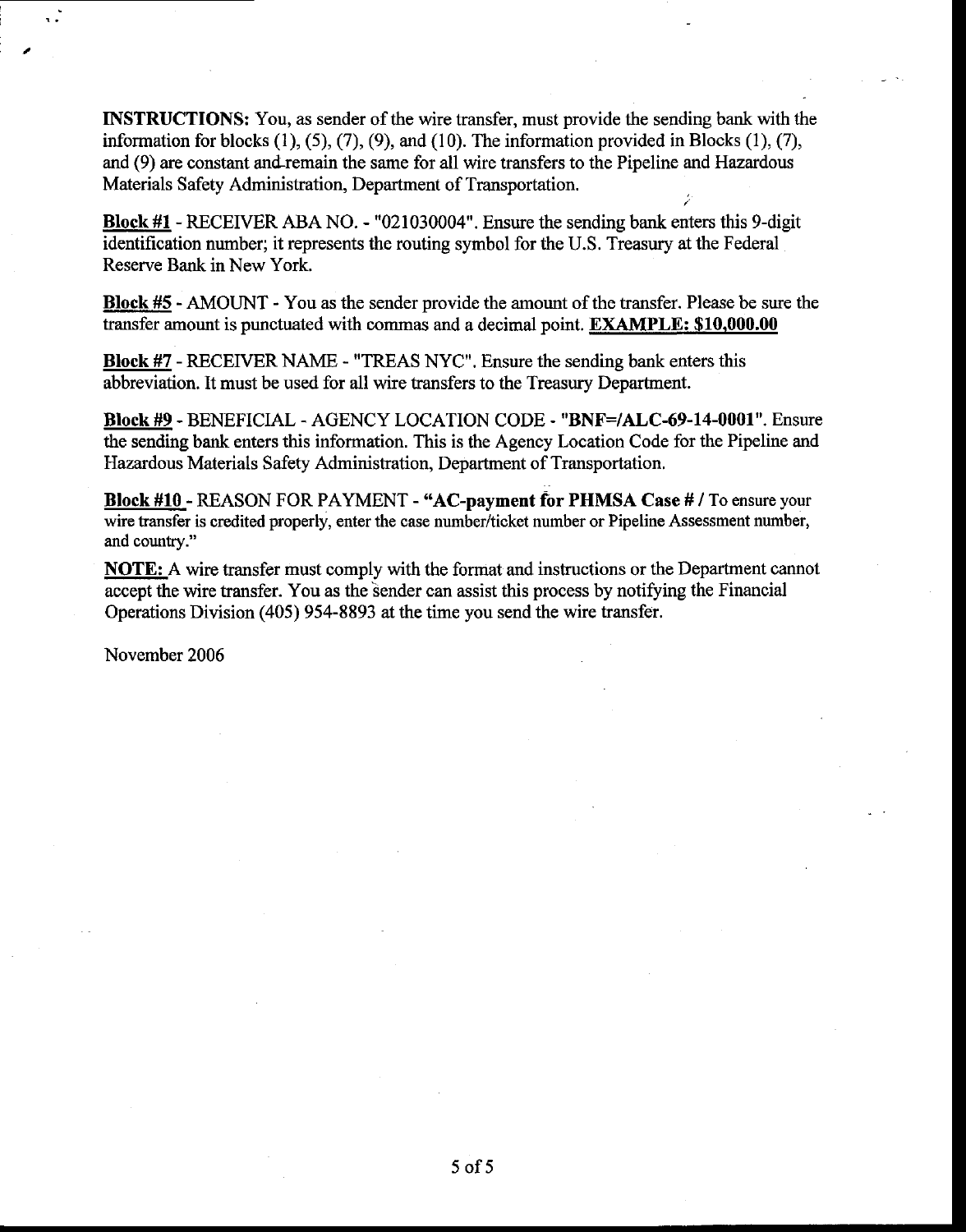**INSTRUCTIONS:** You, as sender of the wire transfer, must provide the sending bank with the information for blocks (1), (5), (7), (9), and (10). The information provided in Blocks (1), (7), and (9) are constant and remain the same for all wire transfers to the Pipeline and Hazardous Materials Safety Administration, Department of Transportation.

**Block #1** - RECEIVER ABA NO. - "021030004". Ensure the sending bank enters this 9-digit identification number; it represents the routing symbol for the U.S. Treasury at the Federal Reserve Bank in New York.

**Block #5** - AMOUNT - You as the sender provide the amount of the transfer. Please be sure the transfer amount is punctuated with commas and a decimal point. **EXAMPLE: $10,000.00**

**Block #7** - RECEIVER NAME - "TREAS NYC". Ensure the sending bank enters this abbreviation. It must be used for all wire transfers to the Treasury Department.

**Block #9** - BENEFICIAL - AGENCY LOCATION CODE - **"BNF=/ALC-69-14-0001"**. Ensure the sending bank enters this information. This is the Agency Location Code for the Pipeline and Hazardous Materials Safety Administration, Department of Transportation.

**Block #10** - REASON FOR PAYMENT - **"AC-payment for PHMSA Case # /** To ensure your wire transfer is credited properly, enter the case number/ticket number or Pipeline Assessment number, and country."

**NOTE:** A wire transfer must comply with the format and instructions or the Department cannot accept the wire transfer. You as the sender can assist this process by notifying the Financial Operations Division (405) 954-8893 at the time you send the wire transfer.

November 2006